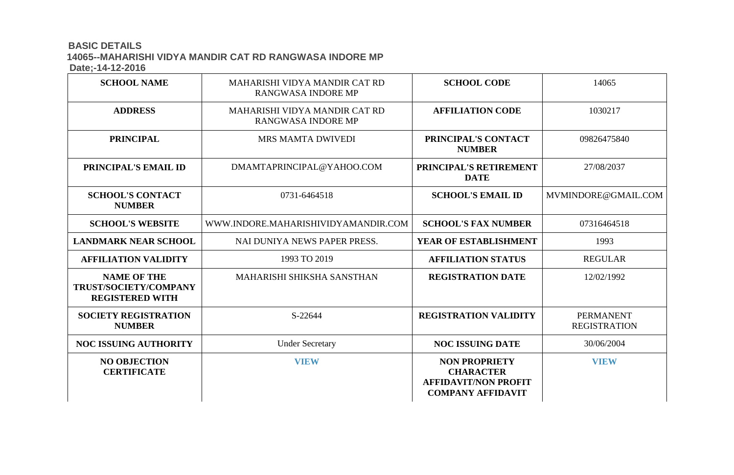## BASIC DETAILS

### 14065--MAHARISHI VIDYA MANDIR CAT RD RANGWASA INDORE MP

**Date;-14-12-2016**

| SCHOOL NAME | MAHARISHI VIDYA MANDIR CAT RD RANGWASA INDORE MP | SCHOOL CODE | 14065 |
|---|---|---|---|
| **ADDRESS** | MAHARISHI VIDYA MANDIR CAT RD RANGWASA INDORE MP | **AFFILIATION CODE** | 1030217 |
| **PRINCIPAL** | MRS MAMTA DWIVEDI | **PRINCIPAL'S CONTACT NUMBER** | 09826475840 |
| **PRINCIPAL'S EMAIL ID** | DMAMTAPRINCIPAL@YAHOO.COM | **PRINCIPAL'S RETIREMENT DATE** | 27/08/2037 |
| **SCHOOL'S CONTACT NUMBER** | 0731-6464518 | **SCHOOL'S EMAIL ID** | MVMINDORE@GMAIL.COM |
| **SCHOOL'S WEBSITE** | WWW.INDORE.MAHARISHIVIDYAMANDIR.COM | **SCHOOL'S FAX NUMBER** | 07316464518 |
| **LANDMARK NEAR SCHOOL** | NAI DUNIYA NEWS PAPER PRESS. | **YEAR OF ESTABLISHMENT** | 1993 |
| **AFFILIATION VALIDITY** | 1993 TO 2019 | **AFFILIATION STATUS** | REGULAR |
| **NAME OF THE TRUST/SOCIETY/COMPANY REGISTERED WITH** | MAHARISHI SHIKSHA SANSTHAN | **REGISTRATION DATE** | 12/02/1992 |
| **SOCIETY REGISTRATION NUMBER** | S-22644 | **REGISTRATION VALIDITY** | PERMANENT REGISTRATION |
| **NOC ISSUING AUTHORITY** | Under Secretary | **NOC ISSUING DATE** | 30/06/2004 |
| **NO OBJECTION CERTIFICATE** | VIEW | **NON PROPRIETY CHARACTER AFFIDAVIT/NON PROFIT COMPANY AFFIDAVIT** | VIEW |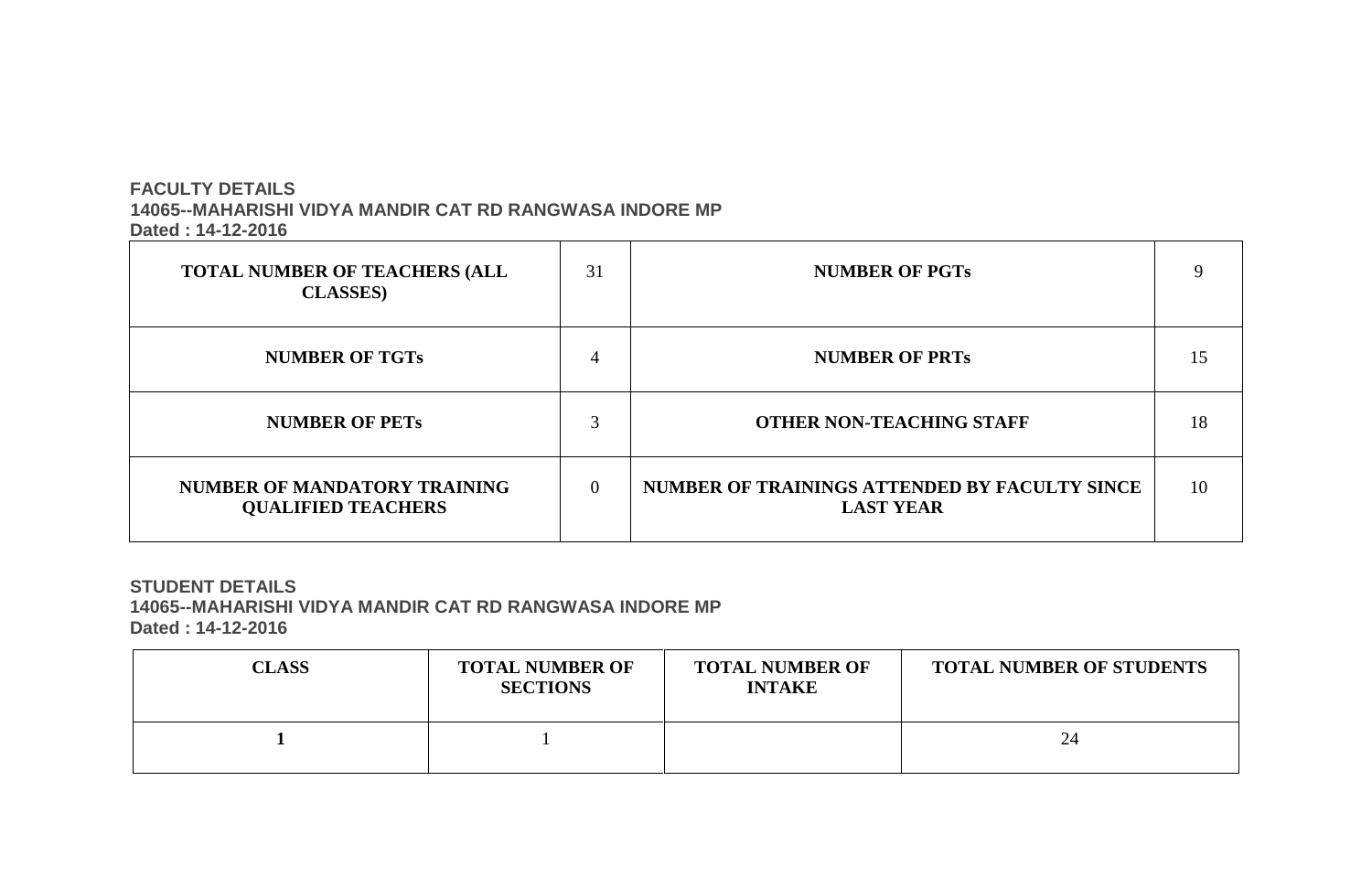**FACULTY DETAILS**
**14065--MAHARISHI VIDYA MANDIR CAT RD RANGWASA INDORE MP**
**Dated : 14-12-2016**

| TOTAL NUMBER OF TEACHERS (ALL CLASSES) | 31 | NUMBER OF PGTs | 9 |
|---|---|---|---|
| NUMBER OF TGTs | 4 | NUMBER OF PRTs | 15 |
| NUMBER OF PETs | 3 | OTHER NON-TEACHING STAFF | 18 |
| NUMBER OF MANDATORY TRAINING QUALIFIED TEACHERS | 0 | NUMBER OF TRAININGS ATTENDED BY FACULTY SINCE LAST YEAR | 10 |

**STUDENT DETAILS**
**14065--MAHARISHI VIDYA MANDIR CAT RD RANGWASA INDORE MP**
**Dated : 14-12-2016**

| CLASS | TOTAL NUMBER OF SECTIONS | TOTAL NUMBER OF INTAKE | TOTAL NUMBER OF STUDENTS |
|---|---|---|---|
| **1** | 1 | | 24 |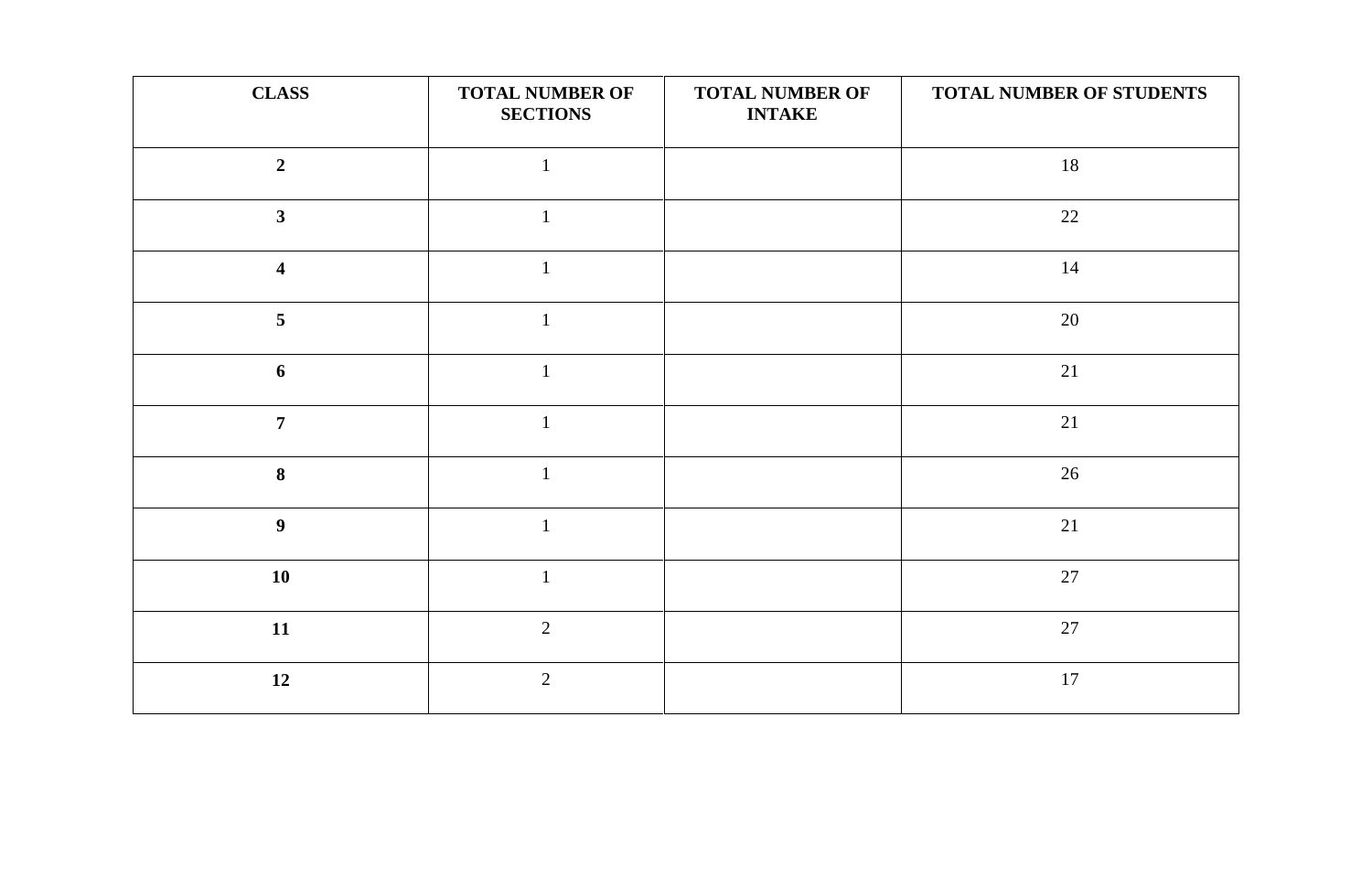| CLASS | TOTAL NUMBER OF SECTIONS | TOTAL NUMBER OF INTAKE | TOTAL NUMBER OF STUDENTS |
|---|---|---|---|
| **2** | 1 | | 18 |
| **3** | 1 | | 22 |
| **4** | 1 | | 14 |
| **5** | 1 | | 20 |
| **6** | 1 | | 21 |
| **7** | 1 | | 21 |
| **8** | 1 | | 26 |
| **9** | 1 | | 21 |
| **10** | 1 | | 27 |
| **11** | 2 | | 27 |
| **12** | 2 | | 17 |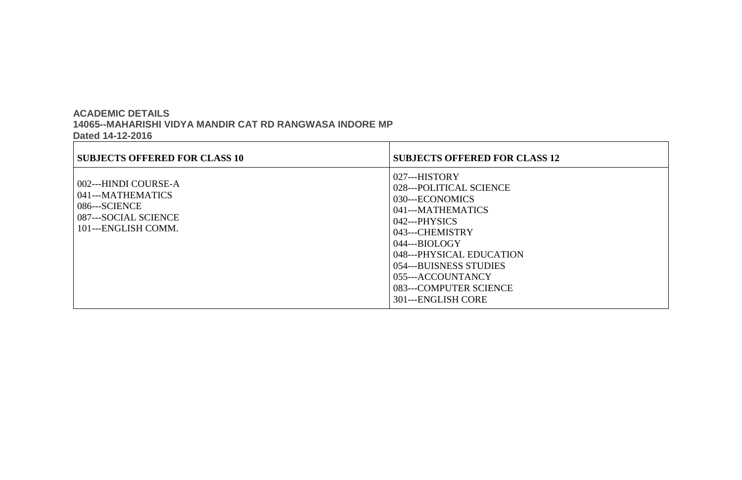**ACADEMIC DETAILS**
**14065--MAHARISHI VIDYA MANDIR CAT RD RANGWASA INDORE MP**
**Dated 14-12-2016**

| SUBJECTS OFFERED FOR CLASS 10 | SUBJECTS OFFERED FOR CLASS 12 |
|---|---|
| 002---HINDI COURSE-A<br>041---MATHEMATICS<br>086---SCIENCE<br>087---SOCIAL SCIENCE<br>101---ENGLISH COMM. | 027---HISTORY<br>028---POLITICAL SCIENCE<br>030---ECONOMICS<br>041---MATHEMATICS<br>042---PHYSICS<br>043---CHEMISTRY<br>044---BIOLOGY<br>048---PHYSICAL EDUCATION<br>054---BUISNESS STUDIES<br>055---ACCOUNTANCY<br>083---COMPUTER SCIENCE<br>301---ENGLISH CORE |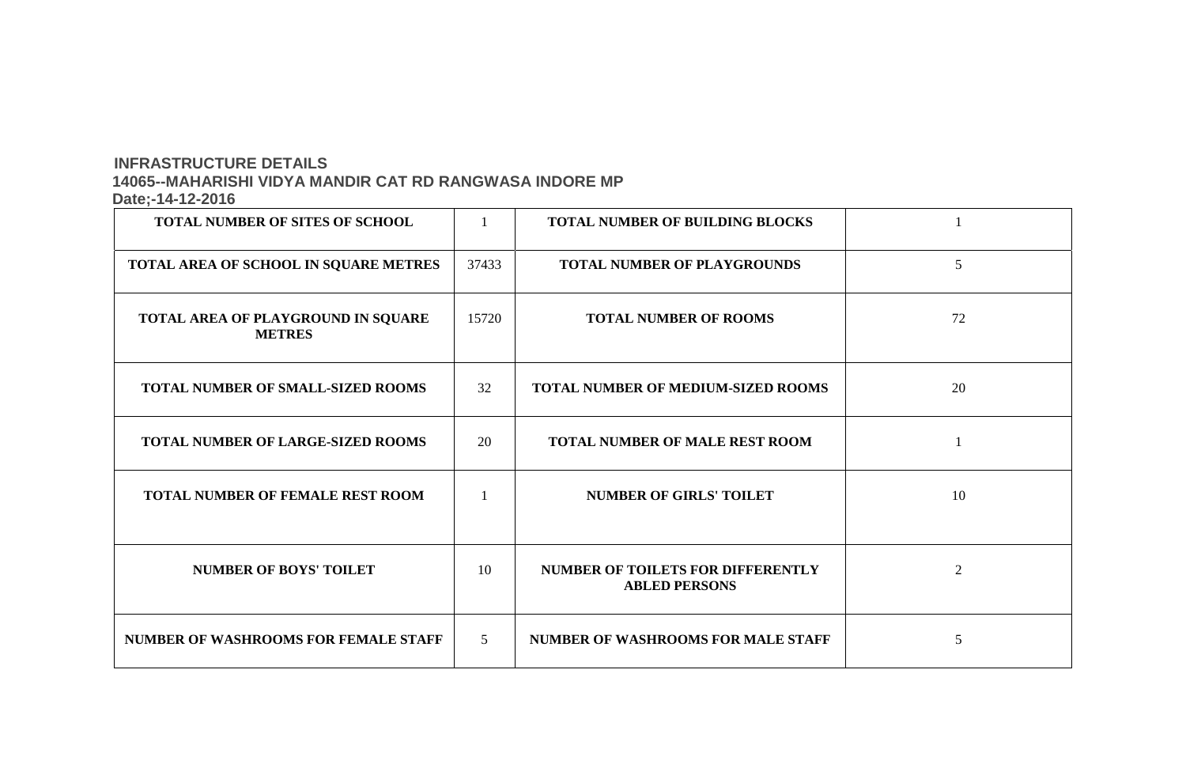## INFRASTRUCTURE DETAILS

### 14065--MAHARISHI VIDYA MANDIR CAT RD RANGWASA INDORE MP

**Date;-14-12-2016**

| | | | |
|---|---|---|---|
| **TOTAL NUMBER OF SITES OF SCHOOL** | 1 | **TOTAL NUMBER OF BUILDING BLOCKS** | 1 |
| **TOTAL AREA OF SCHOOL IN SQUARE METRES** | 37433 | **TOTAL NUMBER OF PLAYGROUNDS** | 5 |
| **TOTAL AREA OF PLAYGROUND IN SQUARE METRES** | 15720 | **TOTAL NUMBER OF ROOMS** | 72 |
| **TOTAL NUMBER OF SMALL-SIZED ROOMS** | 32 | **TOTAL NUMBER OF MEDIUM-SIZED ROOMS** | 20 |
| **TOTAL NUMBER OF LARGE-SIZED ROOMS** | 20 | **TOTAL NUMBER OF MALE REST ROOM** | 1 |
| **TOTAL NUMBER OF FEMALE REST ROOM** | 1 | **NUMBER OF GIRLS' TOILET** | 10 |
| **NUMBER OF BOYS' TOILET** | 10 | **NUMBER OF TOILETS FOR DIFFERENTLY ABLED PERSONS** | 2 |
| **NUMBER OF WASHROOMS FOR FEMALE STAFF** | 5 | **NUMBER OF WASHROOMS FOR MALE STAFF** | 5 |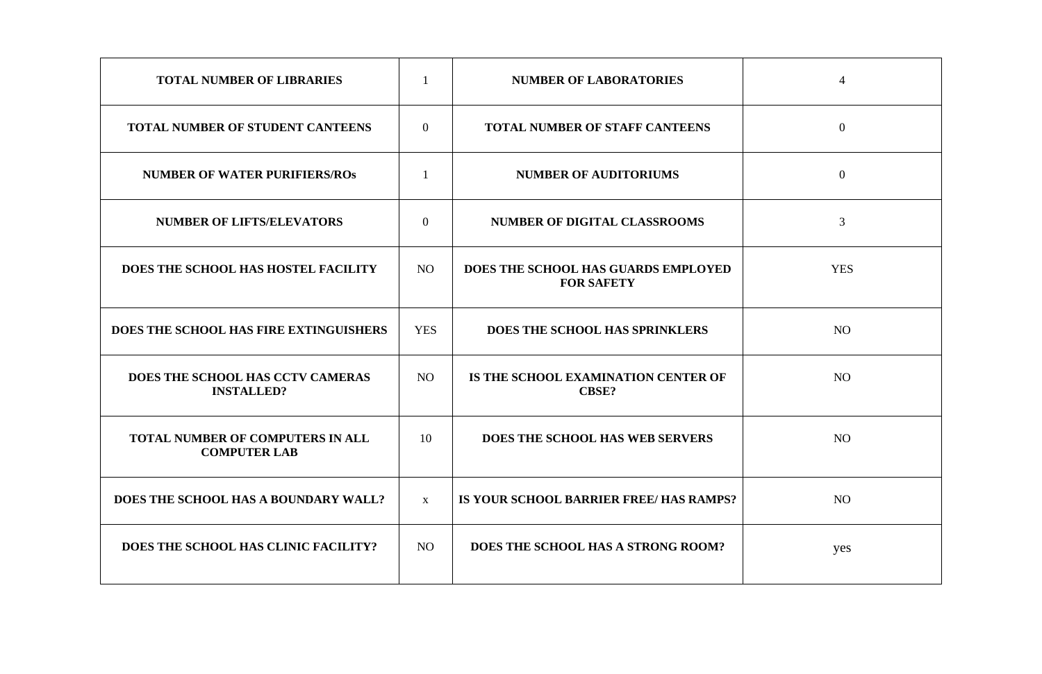| TOTAL NUMBER OF LIBRARIES | 1 | NUMBER OF LABORATORIES | 4 |
|---|---|---|---|
| TOTAL NUMBER OF STUDENT CANTEENS | 0 | TOTAL NUMBER OF STAFF CANTEENS | 0 |
| NUMBER OF WATER PURIFIERS/ROs | 1 | NUMBER OF AUDITORIUMS | 0 |
| NUMBER OF LIFTS/ELEVATORS | 0 | NUMBER OF DIGITAL CLASSROOMS | 3 |
| DOES THE SCHOOL HAS HOSTEL FACILITY | NO | DOES THE SCHOOL HAS GUARDS EMPLOYED FOR SAFETY | YES |
| DOES THE SCHOOL HAS FIRE EXTINGUISHERS | YES | DOES THE SCHOOL HAS SPRINKLERS | NO |
| DOES THE SCHOOL HAS CCTV CAMERAS INSTALLED? | NO | IS THE SCHOOL EXAMINATION CENTER OF CBSE? | NO |
| TOTAL NUMBER OF COMPUTERS IN ALL COMPUTER LAB | 10 | DOES THE SCHOOL HAS WEB SERVERS | NO |
| DOES THE SCHOOL HAS A BOUNDARY WALL? | x | IS YOUR SCHOOL BARRIER FREE/ HAS RAMPS? | NO |
| DOES THE SCHOOL HAS CLINIC FACILITY? | NO | DOES THE SCHOOL HAS A STRONG ROOM? | yes |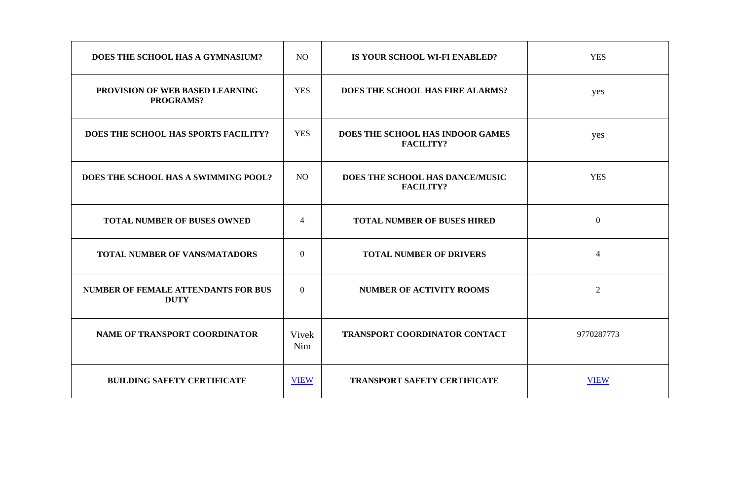| DOES THE SCHOOL HAS A GYMNASIUM? | NO | IS YOUR SCHOOL WI-FI ENABLED? | YES |
|---|---|---|---|
| PROVISION OF WEB BASED LEARNING PROGRAMS? | YES | DOES THE SCHOOL HAS FIRE ALARMS? | yes |
| DOES THE SCHOOL HAS SPORTS FACILITY? | YES | DOES THE SCHOOL HAS INDOOR GAMES FACILITY? | yes |
| DOES THE SCHOOL HAS A SWIMMING POOL? | NO | DOES THE SCHOOL HAS DANCE/MUSIC FACILITY? | YES |
| TOTAL NUMBER OF BUSES OWNED | 4 | TOTAL NUMBER OF BUSES HIRED | 0 |
| TOTAL NUMBER OF VANS/MATADORS | 0 | TOTAL NUMBER OF DRIVERS | 4 |
| NUMBER OF FEMALE ATTENDANTS FOR BUS DUTY | 0 | NUMBER OF ACTIVITY ROOMS | 2 |
| NAME OF TRANSPORT COORDINATOR | Vivek Nim | TRANSPORT COORDINATOR CONTACT | 9770287773 |
| BUILDING SAFETY CERTIFICATE | VIEW | TRANSPORT SAFETY CERTIFICATE | VIEW |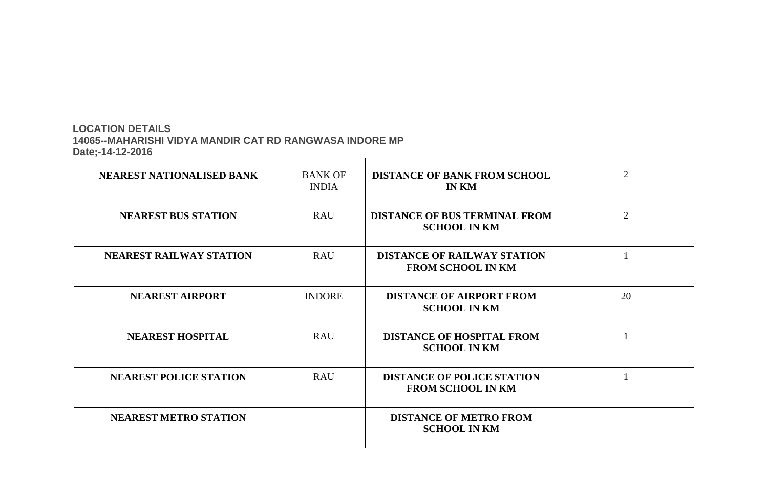**LOCATION DETAILS**
**14065--MAHARISHI VIDYA MANDIR CAT RD RANGWASA INDORE MP**
**Date;-14-12-2016**

| | | | |
|---|---|---|---|
| **NEAREST NATIONALISED BANK** | BANK OF INDIA | **DISTANCE OF BANK FROM SCHOOL IN KM** | 2 |
| **NEAREST BUS STATION** | RAU | **DISTANCE OF BUS TERMINAL FROM SCHOOL IN KM** | 2 |
| **NEAREST RAILWAY STATION** | RAU | **DISTANCE OF RAILWAY STATION FROM SCHOOL IN KM** | 1 |
| **NEAREST AIRPORT** | INDORE | **DISTANCE OF AIRPORT FROM SCHOOL IN KM** | 20 |
| **NEAREST HOSPITAL** | RAU | **DISTANCE OF HOSPITAL FROM SCHOOL IN KM** | 1 |
| **NEAREST POLICE STATION** | RAU | **DISTANCE OF POLICE STATION FROM SCHOOL IN KM** | 1 |
| **NEAREST METRO STATION** | | **DISTANCE OF METRO FROM SCHOOL IN KM** | |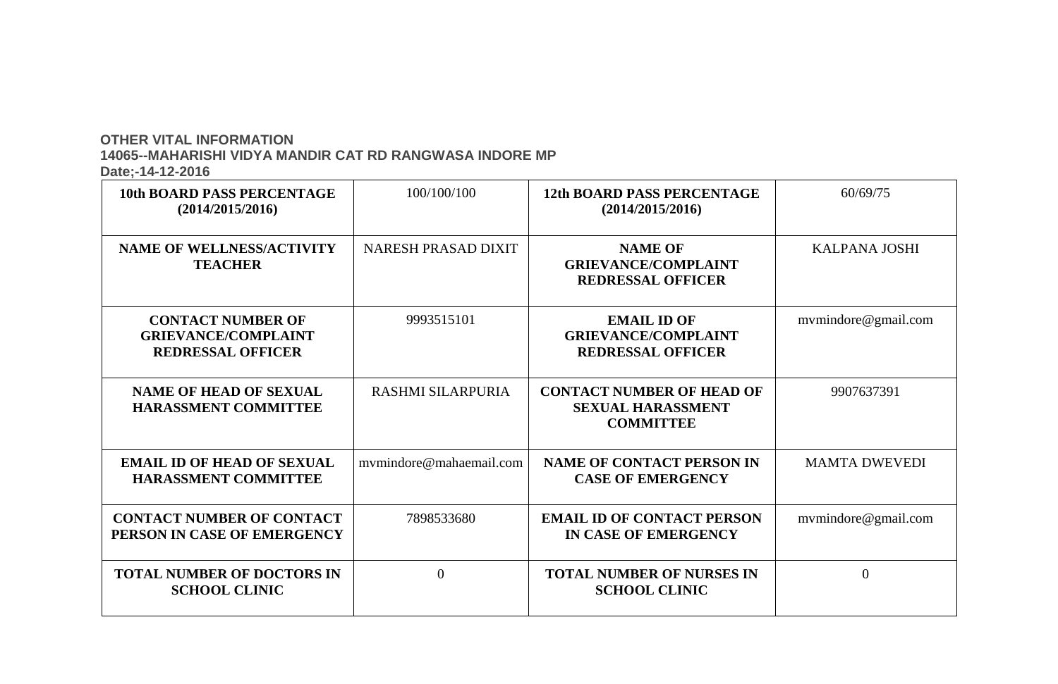**OTHER VITAL INFORMATION**
**14065--MAHARISHI VIDYA MANDIR CAT RD RANGWASA INDORE MP**
**Date;-14-12-2016**

| | | | |
|---|---|---|---|
| **10th BOARD PASS PERCENTAGE (2014/2015/2016)** | 100/100/100 | **12th BOARD PASS PERCENTAGE (2014/2015/2016)** | 60/69/75 |
| **NAME OF WELLNESS/ACTIVITY TEACHER** | NARESH PRASAD DIXIT | **NAME OF GRIEVANCE/COMPLAINT REDRESSAL OFFICER** | KALPANA JOSHI |
| **CONTACT NUMBER OF GRIEVANCE/COMPLAINT REDRESSAL OFFICER** | 9993515101 | **EMAIL ID OF GRIEVANCE/COMPLAINT REDRESSAL OFFICER** | mvmindore@gmail.com |
| **NAME OF HEAD OF SEXUAL HARASSMENT COMMITTEE** | RASHMI SILARPURIA | **CONTACT NUMBER OF HEAD OF SEXUAL HARASSMENT COMMITTEE** | 9907637391 |
| **EMAIL ID OF HEAD OF SEXUAL HARASSMENT COMMITTEE** | mvmindore@mahaemail.com | **NAME OF CONTACT PERSON IN CASE OF EMERGENCY** | MAMTA DWEVEDI |
| **CONTACT NUMBER OF CONTACT PERSON IN CASE OF EMERGENCY** | 7898533680 | **EMAIL ID OF CONTACT PERSON IN CASE OF EMERGENCY** | mvmindore@gmail.com |
| **TOTAL NUMBER OF DOCTORS IN SCHOOL CLINIC** | 0 | **TOTAL NUMBER OF NURSES IN SCHOOL CLINIC** | 0 |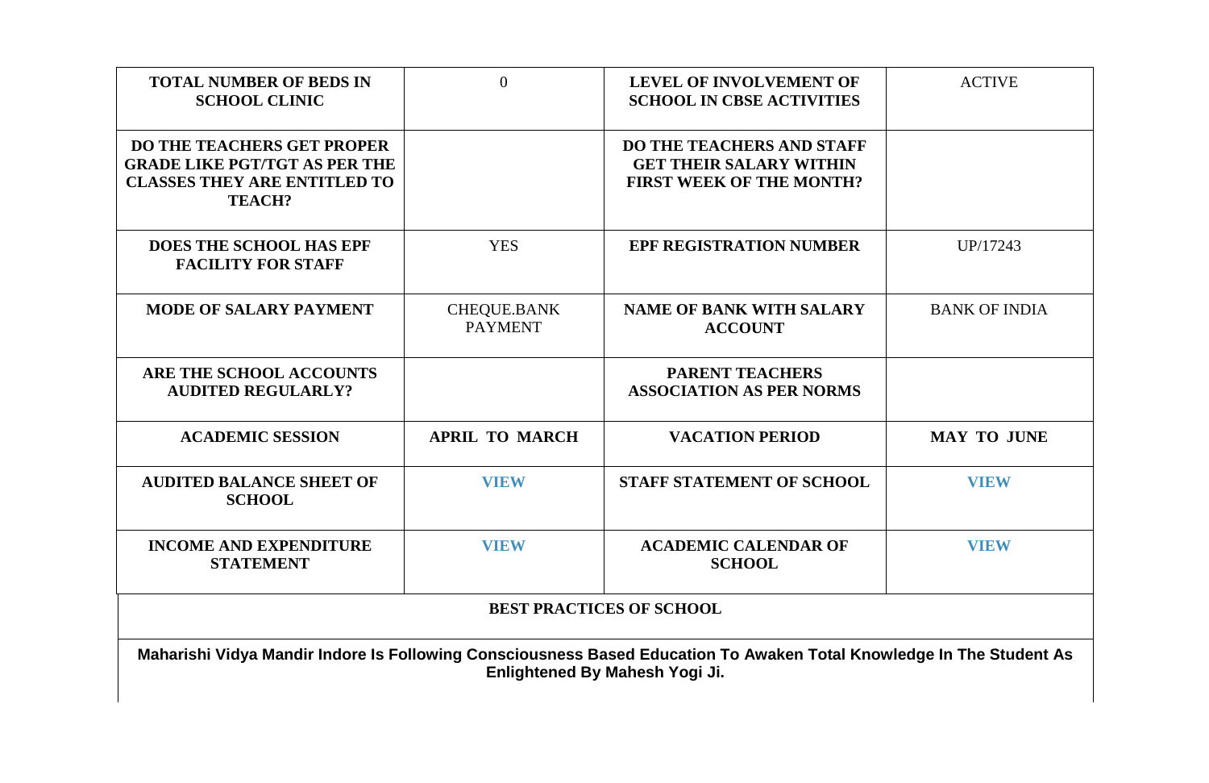| TOTAL NUMBER OF BEDS IN SCHOOL CLINIC | 0 | LEVEL OF INVOLVEMENT OF SCHOOL IN CBSE ACTIVITIES | ACTIVE |
|---|---|---|---|
| DO THE TEACHERS GET PROPER GRADE LIKE PGT/TGT AS PER THE CLASSES THEY ARE ENTITLED TO TEACH? | | DO THE TEACHERS AND STAFF GET THEIR SALARY WITHIN FIRST WEEK OF THE MONTH? | |
| DOES THE SCHOOL HAS EPF FACILITY FOR STAFF | YES | EPF REGISTRATION NUMBER | UP/17243 |
| MODE OF SALARY PAYMENT | CHEQUE.BANK PAYMENT | NAME OF BANK WITH SALARY ACCOUNT | BANK OF INDIA |
| ARE THE SCHOOL ACCOUNTS AUDITED REGULARLY? | | PARENT TEACHERS ASSOCIATION AS PER NORMS | |
| ACADEMIC SESSION | APRIL TO MARCH | VACATION PERIOD | MAY TO JUNE |
| AUDITED BALANCE SHEET OF SCHOOL | VIEW | STAFF STATEMENT OF SCHOOL | VIEW |
| INCOME AND EXPENDITURE STATEMENT | VIEW | ACADEMIC CALENDAR OF SCHOOL | VIEW |

**BEST PRACTICES OF SCHOOL**

**Maharishi Vidya Mandir Indore Is Following Consciousness Based Education To Awaken Total Knowledge In The Student As Enlightened By Mahesh Yogi Ji.**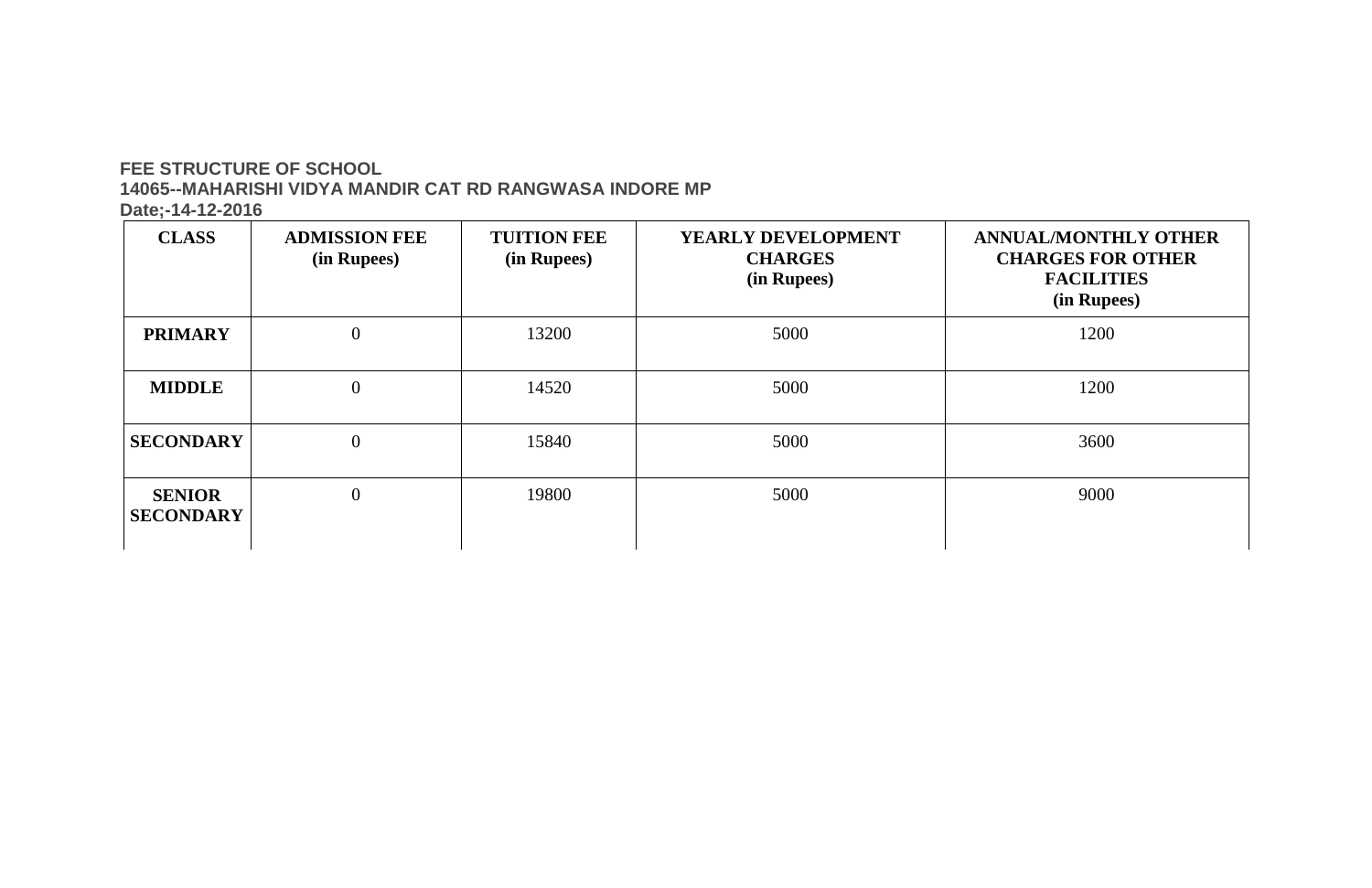**FEE STRUCTURE OF SCHOOL**
**14065--MAHARISHI VIDYA MANDIR CAT RD RANGWASA INDORE MP**
**Date;-14-12-2016**

| CLASS | ADMISSION FEE (in Rupees) | TUITION FEE (in Rupees) | YEARLY DEVELOPMENT CHARGES (in Rupees) | ANNUAL/MONTHLY OTHER CHARGES FOR OTHER FACILITIES (in Rupees) |
|---|---|---|---|---|
| **PRIMARY** | 0 | 13200 | 5000 | 1200 |
| **MIDDLE** | 0 | 14520 | 5000 | 1200 |
| **SECONDARY** | 0 | 15840 | 5000 | 3600 |
| **SENIOR SECONDARY** | 0 | 19800 | 5000 | 9000 |